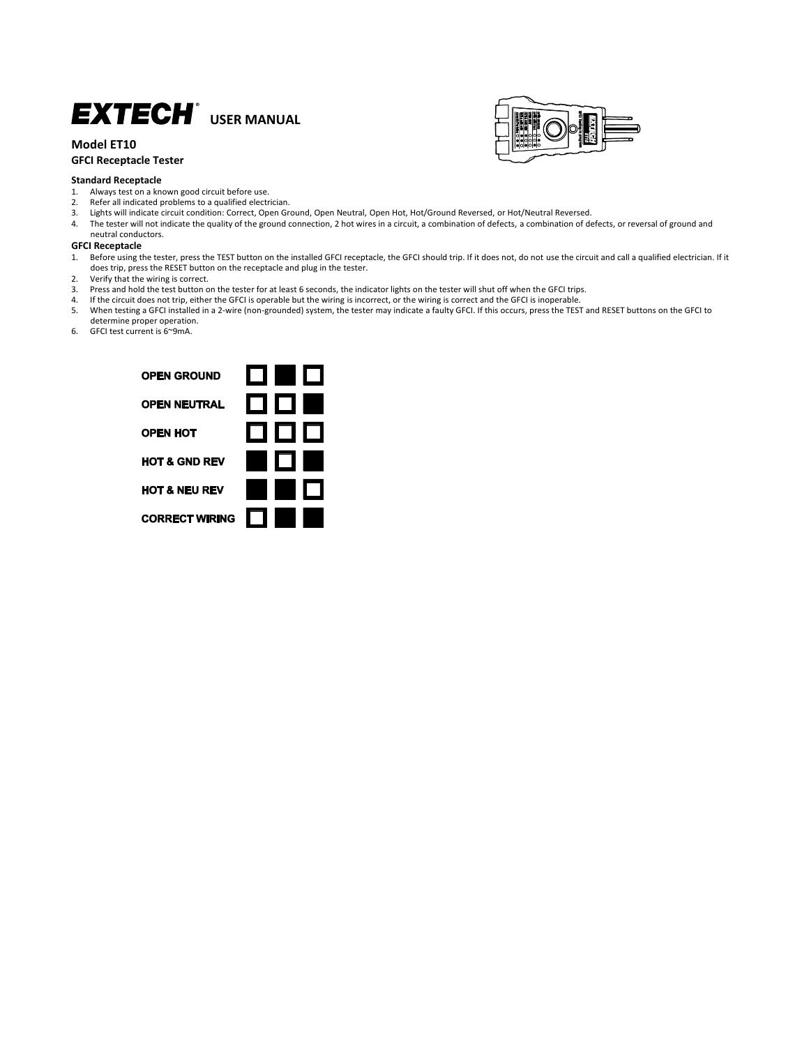# EXTECH® USER MANUAL

## Model ET10

### GFCI Receptacle Tester

**Standard Receptacle**

1. Always test on a known good circuit before use.
2. Refer all indicated problems to a qualified electrician.
3. Lights will indicate circuit condition: Correct, Open Ground, Open Neutral, Open Hot, Hot/Ground Reversed, or Hot/Neutral Reversed.
4. The tester will not indicate the quality of the ground connection, 2 hot wires in a circuit, a combination of defects, a combination of defects, or reversal of ground and neutral conductors.

**GFCI Receptacle**

1. Before using the tester, press the TEST button on the installed GFCI receptacle, the GFCI should trip. If it does not, do not use the circuit and call a qualified electrician. If it does trip, press the RESET button on the receptacle and plug in the tester.
2. Verify that the wiring is correct.
3. Press and hold the test button on the tester for at least 6 seconds, the indicator lights on the tester will shut off when the GFCI trips.
4. If the circuit does not trip, either the GFCI is operable but the wiring is incorrect, or the wiring is correct and the GFCI is inoperable.
5. When testing a GFCI installed in a 2-wire (non-grounded) system, the tester may indicate a faulty GFCI. If this occurs, press the TEST and RESET buttons on the GFCI to determine proper operation.
6. GFCI test current is 6~9mA.

| | | | |
|---|---|---|---|
| OPEN GROUND | □ | ■ | □ |
| OPEN NEUTRAL | □ | □ | ■ |
| OPEN HOT | □ | □ | □ |
| HOT & GND REV | ■ | □ | ■ |
| HOT & NEU REV | ■ | ■ | □ |
| CORRECT WIRING | □ | ■ | ■ |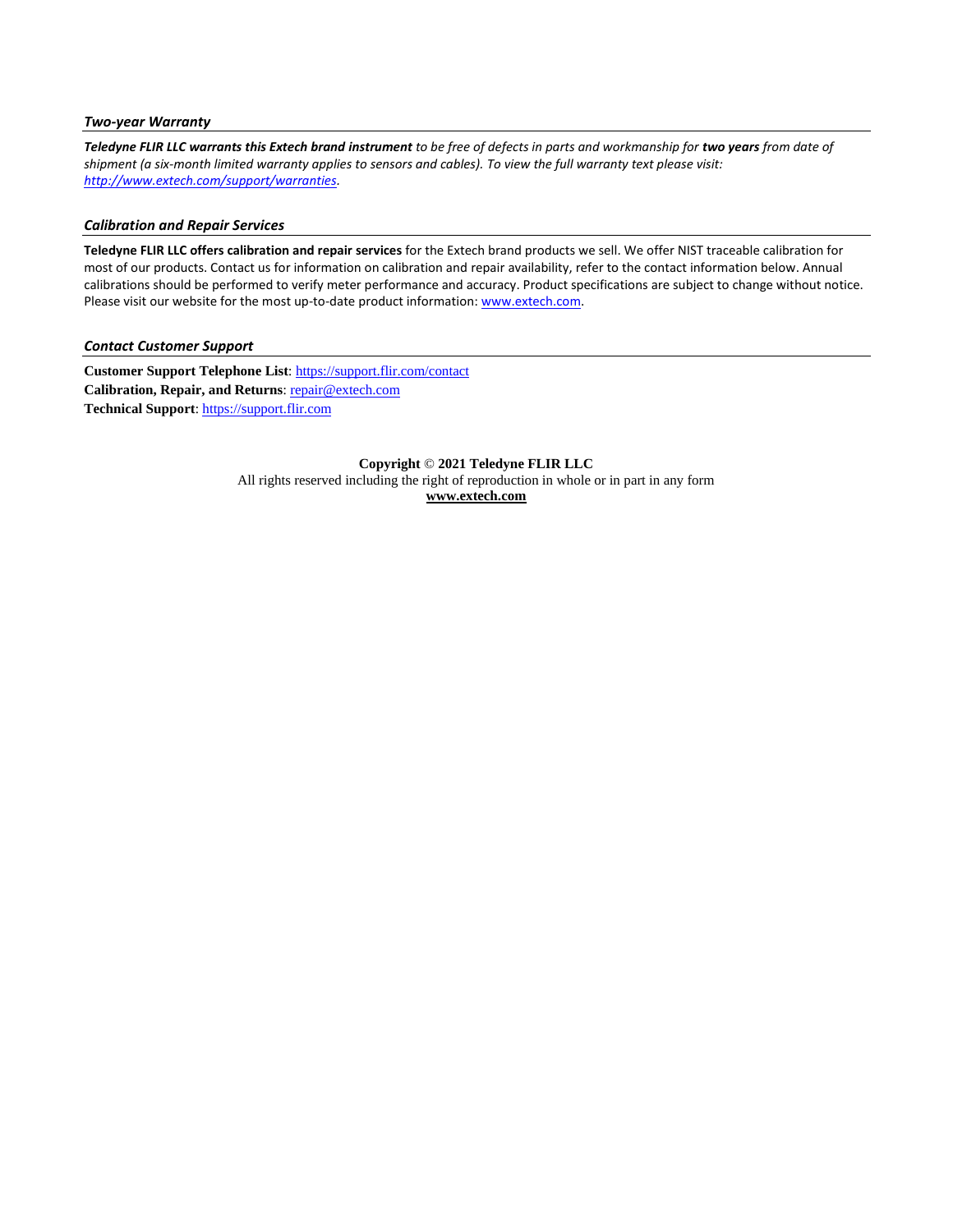### *Two-year Warranty*

***Teledyne FLIR LLC warrants this Extech brand instrument** to be free of defects in parts and workmanship for **two years** from date of shipment (a six-month limited warranty applies to sensors and cables). To view the full warranty text please visit: http://www.extech.com/support/warranties.*

### *Calibration and Repair Services*

**Teledyne FLIR LLC offers calibration and repair services** for the Extech brand products we sell. We offer NIST traceable calibration for most of our products. Contact us for information on calibration and repair availability, refer to the contact information below. Annual calibrations should be performed to verify meter performance and accuracy. Product specifications are subject to change without notice. Please visit our website for the most up-to-date product information: www.extech.com.

### *Contact Customer Support*

**Customer Support Telephone List**: https://support.flir.com/contact
**Calibration, Repair, and Returns**: repair@extech.com
**Technical Support**: https://support.flir.com

**Copyright © 2021 Teledyne FLIR LLC**
All rights reserved including the right of reproduction in whole or in part in any form
**www.extech.com**